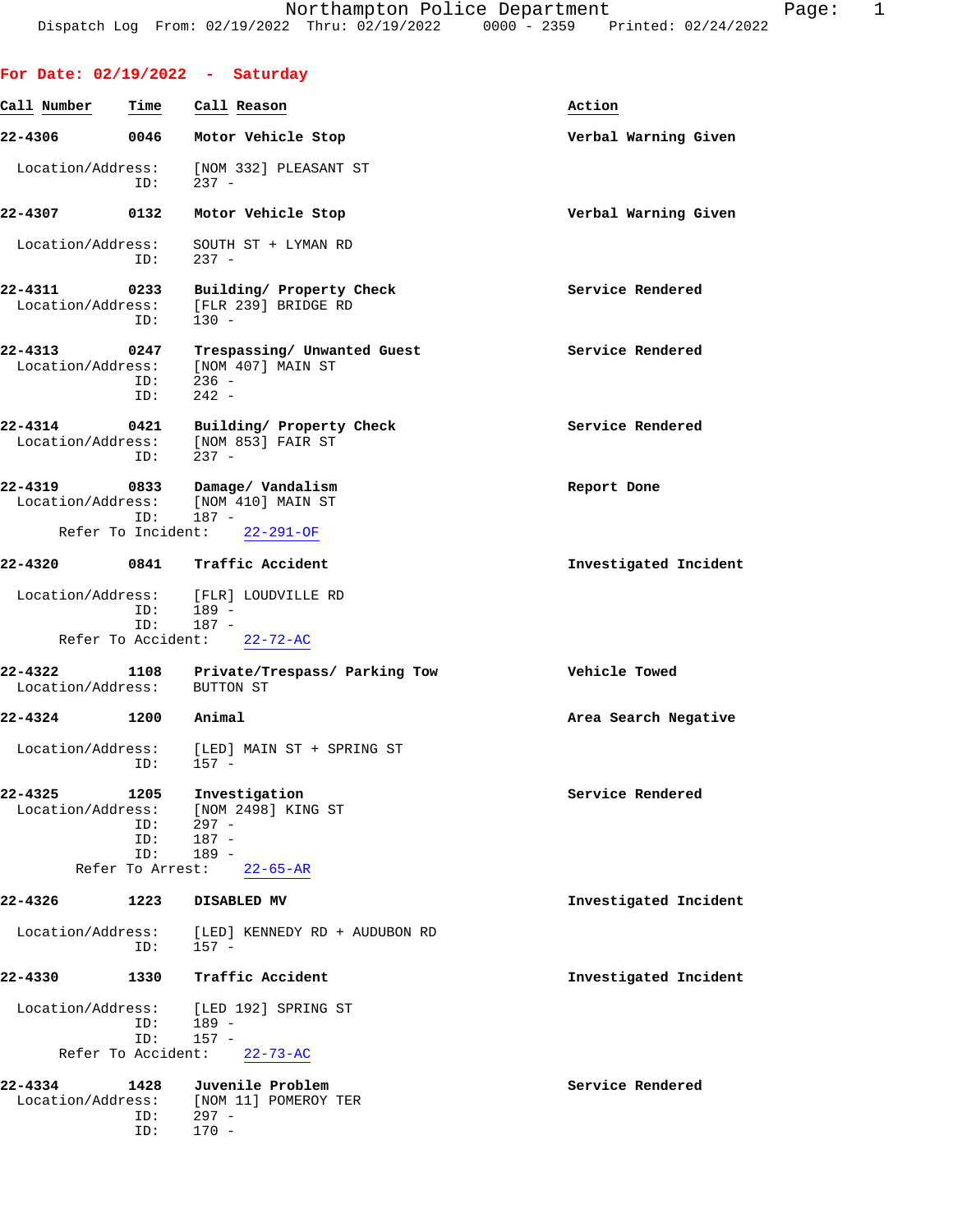# Northampton Police Department

Dispatch Log From: 02/19/2022 Thru: 02/19/2022 0000 - 2359 Printed: 02/24/2022

## For Date: 02/19/2022 - Saturday

| Call Number | Time | Call Reason | Action |
|---|---|---|---|
| 22-4306 | 0046 | Motor Vehicle Stop | Verbal Warning Given |

Location/Address: [NOM 332] PLEASANT ST
ID: 237 -

| Call Number | Time | Call Reason | Action |
|---|---|---|---|
| 22-4307 | 0132 | Motor Vehicle Stop | Verbal Warning Given |

Location/Address: SOUTH ST + LYMAN RD
ID: 237 -

| Call Number | Time | Call Reason | Action |
|---|---|---|---|
| 22-4311 | 0233 | Building/ Property Check | Service Rendered |

Location/Address: [FLR 239] BRIDGE RD
ID: 130 -

| Call Number | Time | Call Reason | Action |
|---|---|---|---|
| 22-4313 | 0247 | Trespassing/ Unwanted Guest | Service Rendered |

Location/Address: [NOM 407] MAIN ST
ID: 236 -
ID: 242 -

| Call Number | Time | Call Reason | Action |
|---|---|---|---|
| 22-4314 | 0421 | Building/ Property Check | Service Rendered |

Location/Address: [NOM 853] FAIR ST
ID: 237 -

| Call Number | Time | Call Reason | Action |
|---|---|---|---|
| 22-4319 | 0833 | Damage/ Vandalism | Report Done |

Location/Address: [NOM 410] MAIN ST
ID: 187 -
Refer To Incident: 22-291-OF

| Call Number | Time | Call Reason | Action |
|---|---|---|---|
| 22-4320 | 0841 | Traffic Accident | Investigated Incident |

Location/Address: [FLR] LOUDVILLE RD
ID: 189 -
ID: 187 -
Refer To Accident: 22-72-AC

| Call Number | Time | Call Reason | Action |
|---|---|---|---|
| 22-4322 | 1108 | Private/Trespass/ Parking Tow | Vehicle Towed |

Location/Address: BUTTON ST

| Call Number | Time | Call Reason | Action |
|---|---|---|---|
| 22-4324 | 1200 | Animal | Area Search Negative |

Location/Address: [LED] MAIN ST + SPRING ST
ID: 157 -

| Call Number | Time | Call Reason | Action |
|---|---|---|---|
| 22-4325 | 1205 | Investigation | Service Rendered |

Location/Address: [NOM 2498] KING ST
ID: 297 -
ID: 187 -
ID: 189 -
Refer To Arrest: 22-65-AR

| Call Number | Time | Call Reason | Action |
|---|---|---|---|
| 22-4326 | 1223 | DISABLED MV | Investigated Incident |

Location/Address: [LED] KENNEDY RD + AUDUBON RD
ID: 157 -

| Call Number | Time | Call Reason | Action |
|---|---|---|---|
| 22-4330 | 1330 | Traffic Accident | Investigated Incident |

Location/Address: [LED 192] SPRING ST
ID: 189 -
ID: 157 -
Refer To Accident: 22-73-AC

| Call Number | Time | Call Reason | Action |
|---|---|---|---|
| 22-4334 | 1428 | Juvenile Problem | Service Rendered |

Location/Address: [NOM 11] POMEROY TER
ID: 297 -
ID: 170 -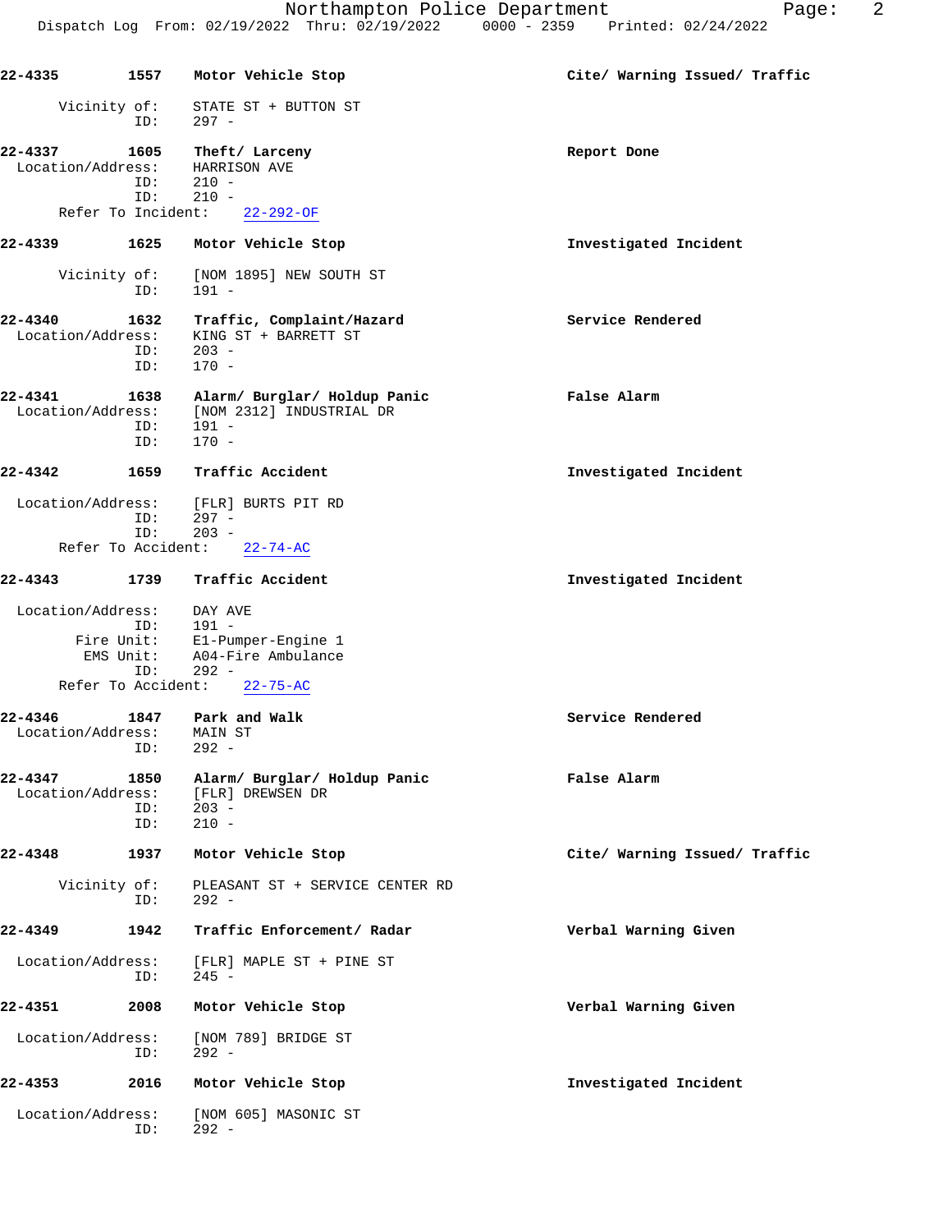**22-4335** **1557** **Motor Vehicle Stop** **Cite/ Warning Issued/ Traffic**

Vicinity of: STATE ST + BUTTON ST
ID: 297 -

**22-4337** **1605** **Theft/ Larceny** **Report Done**

Location/Address: HARRISON AVE
ID: 210 -
ID: 210 -
Refer To Incident: 22-292-OF

**22-4339** **1625** **Motor Vehicle Stop** **Investigated Incident**

Vicinity of: [NOM 1895] NEW SOUTH ST
ID: 191 -

**22-4340** **1632** **Traffic, Complaint/Hazard** **Service Rendered**

Location/Address: KING ST + BARRETT ST
ID: 203 -
ID: 170 -

**22-4341** **1638** **Alarm/ Burglar/ Holdup Panic** **False Alarm**

Location/Address: [NOM 2312] INDUSTRIAL DR
ID: 191 -
ID: 170 -

**22-4342** **1659** **Traffic Accident** **Investigated Incident**

Location/Address: [FLR] BURTS PIT RD
ID: 297 -
ID: 203 -
Refer To Accident: 22-74-AC

**22-4343** **1739** **Traffic Accident** **Investigated Incident**

Location/Address: DAY AVE
ID: 191 -
Fire Unit: E1-Pumper-Engine 1
EMS Unit: A04-Fire Ambulance
ID: 292 -
Refer To Accident: 22-75-AC

**22-4346** **1847** **Park and Walk** **Service Rendered**

Location/Address: MAIN ST
ID: 292 -

**22-4347** **1850** **Alarm/ Burglar/ Holdup Panic** **False Alarm**

Location/Address: [FLR] DREWSEN DR
ID: 203 -
ID: 210 -

**22-4348** **1937** **Motor Vehicle Stop** **Cite/ Warning Issued/ Traffic**

Vicinity of: PLEASANT ST + SERVICE CENTER RD
ID: 292 -

**22-4349** **1942** **Traffic Enforcement/ Radar** **Verbal Warning Given**

Location/Address: [FLR] MAPLE ST + PINE ST
ID: 245 -

**22-4351** **2008** **Motor Vehicle Stop** **Verbal Warning Given**

Location/Address: [NOM 789] BRIDGE ST
ID: 292 -

**22-4353** **2016** **Motor Vehicle Stop** **Investigated Incident**

Location/Address: [NOM 605] MASONIC ST
ID: 292 -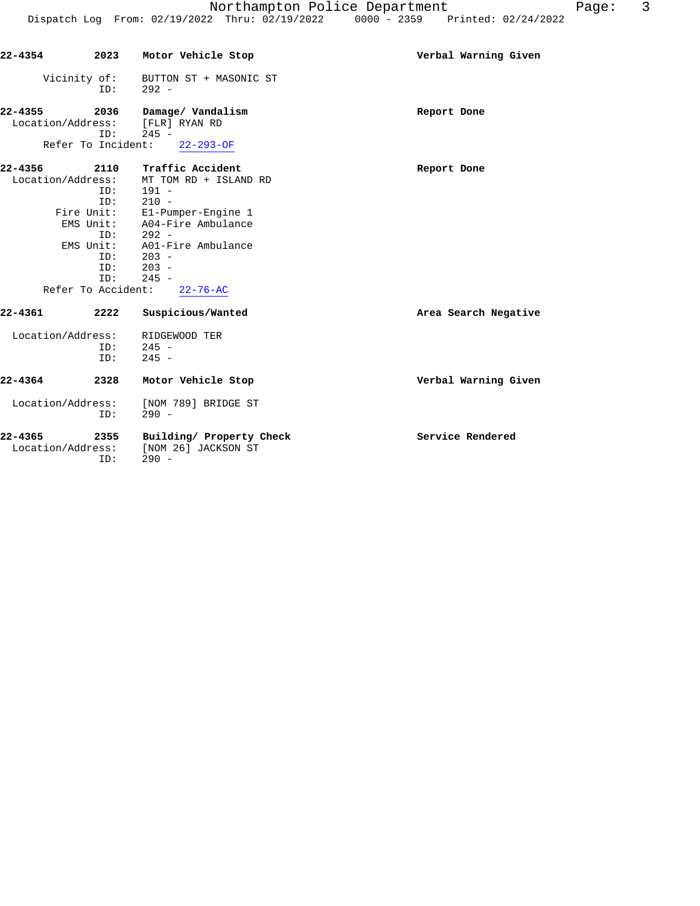**22-4354** **2023** **Motor Vehicle Stop** **Verbal Warning Given**

Vicinity of: BUTTON ST + MASONIC ST
ID: 292 -

**22-4355** **2036** **Damage/ Vandalism** **Report Done**

Location/Address: [FLR] RYAN RD
ID: 245 -
Refer To Incident: 22-293-OF

**22-4356** **2110** **Traffic Accident** **Report Done**

Location/Address: MT TOM RD + ISLAND RD
ID: 191 -
ID: 210 -
Fire Unit: E1-Pumper-Engine 1
EMS Unit: A04-Fire Ambulance
ID: 292 -
EMS Unit: A01-Fire Ambulance
ID: 203 -
ID: 203 -
ID: 245 -
Refer To Accident: 22-76-AC

**22-4361** **2222** **Suspicious/Wanted** **Area Search Negative**

Location/Address: RIDGEWOOD TER
ID: 245 -
ID: 245 -

**22-4364** **2328** **Motor Vehicle Stop** **Verbal Warning Given**

Location/Address: [NOM 789] BRIDGE ST
ID: 290 -

**22-4365** **2355** **Building/ Property Check** **Service Rendered**

Location/Address: [NOM 26] JACKSON ST
ID: 290 -